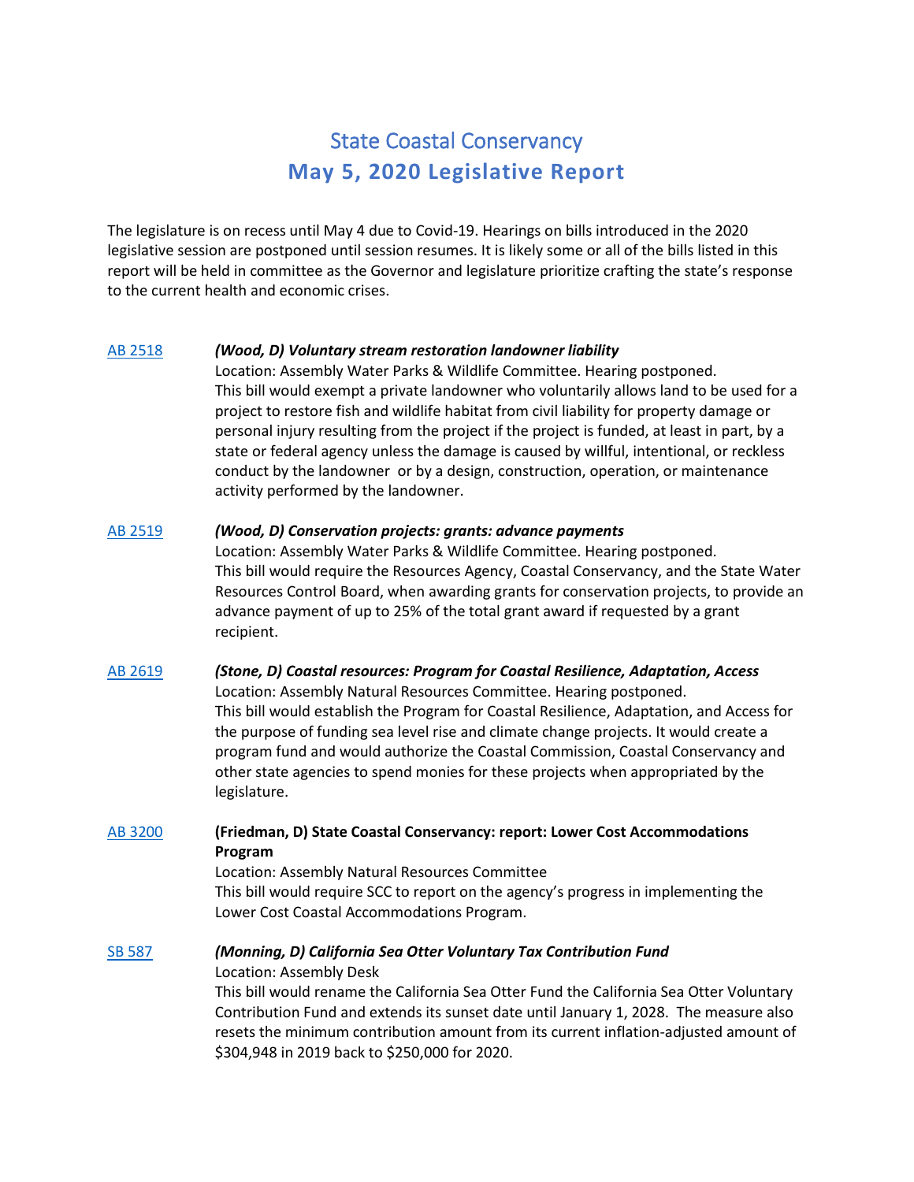# State Coastal Conservancy
## May 5, 2020 Legislative Report

The legislature is on recess until May 4 due to Covid-19. Hearings on bills introduced in the 2020 legislative session are postponed until session resumes. It is likely some or all of the bills listed in this report will be held in committee as the Governor and legislature prioritize crafting the state's response to the current health and economic crises.

**AB 2518** — ***(Wood, D) Voluntary stream restoration landowner liability***
Location: Assembly Water Parks & Wildlife Committee. Hearing postponed.
This bill would exempt a private landowner who voluntarily allows land to be used for a project to restore fish and wildlife habitat from civil liability for property damage or personal injury resulting from the project if the project is funded, at least in part, by a state or federal agency unless the damage is caused by willful, intentional, or reckless conduct by the landowner or by a design, construction, operation, or maintenance activity performed by the landowner.

**AB 2519** — ***(Wood, D) Conservation projects: grants: advance payments***
Location: Assembly Water Parks & Wildlife Committee. Hearing postponed.
This bill would require the Resources Agency, Coastal Conservancy, and the State Water Resources Control Board, when awarding grants for conservation projects, to provide an advance payment of up to 25% of the total grant award if requested by a grant recipient.

**AB 2619** — ***(Stone, D) Coastal resources: Program for Coastal Resilience, Adaptation, Access***
Location: Assembly Natural Resources Committee. Hearing postponed.
This bill would establish the Program for Coastal Resilience, Adaptation, and Access for the purpose of funding sea level rise and climate change projects. It would create a program fund and would authorize the Coastal Commission, Coastal Conservancy and other state agencies to spend monies for these projects when appropriated by the legislature.

**AB 3200** — **(Friedman, D) State Coastal Conservancy: report: Lower Cost Accommodations Program**
Location: Assembly Natural Resources Committee
This bill would require SCC to report on the agency's progress in implementing the Lower Cost Coastal Accommodations Program.

**SB 587** — ***(Monning, D) California Sea Otter Voluntary Tax Contribution Fund***
Location: Assembly Desk
This bill would rename the California Sea Otter Fund the California Sea Otter Voluntary Contribution Fund and extends its sunset date until January 1, 2028. The measure also resets the minimum contribution amount from its current inflation-adjusted amount of $304,948 in 2019 back to $250,000 for 2020.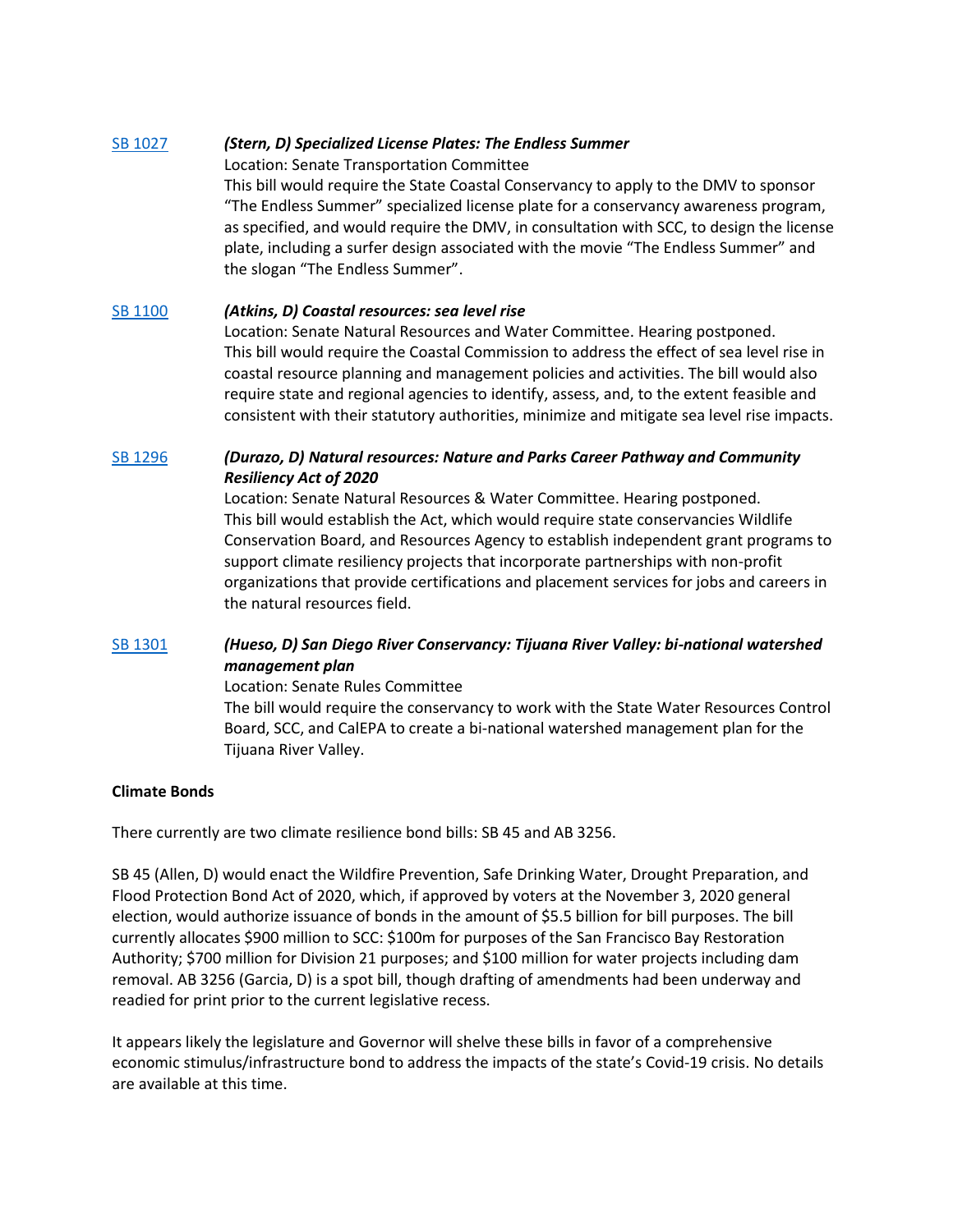SB 1027 **(Stern, D) Specialized License Plates: The Endless Summer**

Location: Senate Transportation Committee

This bill would require the State Coastal Conservancy to apply to the DMV to sponsor "The Endless Summer" specialized license plate for a conservancy awareness program, as specified, and would require the DMV, in consultation with SCC, to design the license plate, including a surfer design associated with the movie "The Endless Summer" and the slogan "The Endless Summer".

SB 1100 **(Atkins, D) Coastal resources: sea level rise**

Location: Senate Natural Resources and Water Committee. Hearing postponed.

This bill would require the Coastal Commission to address the effect of sea level rise in coastal resource planning and management policies and activities. The bill would also require state and regional agencies to identify, assess, and, to the extent feasible and consistent with their statutory authorities, minimize and mitigate sea level rise impacts.

SB 1296 **(Durazo, D) Natural resources: Nature and Parks Career Pathway and Community Resiliency Act of 2020**

Location: Senate Natural Resources & Water Committee. Hearing postponed.

This bill would establish the Act, which would require state conservancies Wildlife Conservation Board, and Resources Agency to establish independent grant programs to support climate resiliency projects that incorporate partnerships with non-profit organizations that provide certifications and placement services for jobs and careers in the natural resources field.

SB 1301 **(Hueso, D) San Diego River Conservancy: Tijuana River Valley: bi-national watershed management plan**

Location: Senate Rules Committee

The bill would require the conservancy to work with the State Water Resources Control Board, SCC, and CalEPA to create a bi-national watershed management plan for the Tijuana River Valley.

**Climate Bonds**

There currently are two climate resilience bond bills: SB 45 and AB 3256.

SB 45 (Allen, D) would enact the Wildfire Prevention, Safe Drinking Water, Drought Preparation, and Flood Protection Bond Act of 2020, which, if approved by voters at the November 3, 2020 general election, would authorize issuance of bonds in the amount of $5.5 billion for bill purposes. The bill currently allocates $900 million to SCC: $100m for purposes of the San Francisco Bay Restoration Authority; $700 million for Division 21 purposes; and $100 million for water projects including dam removal. AB 3256 (Garcia, D) is a spot bill, though drafting of amendments had been underway and readied for print prior to the current legislative recess.

It appears likely the legislature and Governor will shelve these bills in favor of a comprehensive economic stimulus/infrastructure bond to address the impacts of the state's Covid-19 crisis. No details are available at this time.